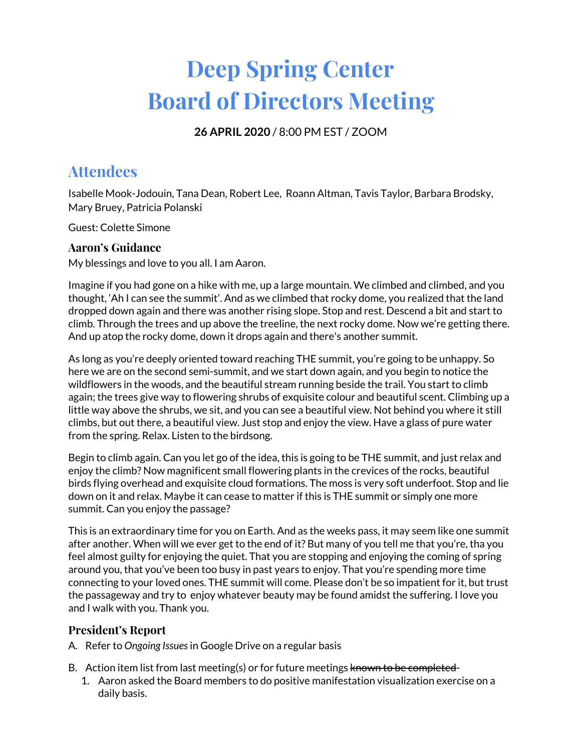# Deep Spring Center
# Board of Directors Meeting

**26 APRIL 2020** / 8:00 PM EST / ZOOM

## Attendees

Isabelle Mook-Jodouin, Tana Dean, Robert Lee, Roann Altman, Tavis Taylor, Barbara Brodsky, Mary Bruey, Patricia Polanski

Guest: Colette Simone

### Aaron's Guidance

My blessings and love to you all. I am Aaron.

Imagine if you had gone on a hike with me, up a large mountain. We climbed and climbed, and you thought, 'Ah I can see the summit'. And as we climbed that rocky dome, you realized that the land dropped down again and there was another rising slope. Stop and rest. Descend a bit and start to climb. Through the trees and up above the treeline, the next rocky dome. Now we're getting there. And up atop the rocky dome, down it drops again and there's another summit.

As long as you're deeply oriented toward reaching THE summit, you're going to be unhappy. So here we are on the second semi-summit, and we start down again, and you begin to notice the wildflowers in the woods, and the beautiful stream running beside the trail. You start to climb again; the trees give way to flowering shrubs of exquisite colour and beautiful scent. Climbing up a little way above the shrubs, we sit, and you can see a beautiful view. Not behind you where it still climbs, but out there, a beautiful view. Just stop and enjoy the view. Have a glass of pure water from the spring. Relax. Listen to the birdsong.

Begin to climb again. Can you let go of the idea, this is going to be THE summit, and just relax and enjoy the climb? Now magnificent small flowering plants in the crevices of the rocks, beautiful birds flying overhead and exquisite cloud formations. The moss is very soft underfoot. Stop and lie down on it and relax. Maybe it can cease to matter if this is THE summit or simply one more summit. Can you enjoy the passage?

This is an extraordinary time for you on Earth. And as the weeks pass, it may seem like one summit after another. When will we ever get to the end of it? But many of you tell me that you're, tha you feel almost guilty for enjoying the quiet. That you are stopping and enjoying the coming of spring around you, that you've been too busy in past years to enjoy. That you're spending more time connecting to your loved ones. THE summit will come. Please don't be so impatient for it, but trust the passageway and try to enjoy whatever beauty may be found amidst the suffering. I love you and I walk with you. Thank you.

### President's Report

A. Refer to *Ongoing Issues* in Google Drive on a regular basis

B. Action item list from last meeting(s) or for future meetings ~~known to be completed~~

1. Aaron asked the Board members to do positive manifestation visualization exercise on a daily basis.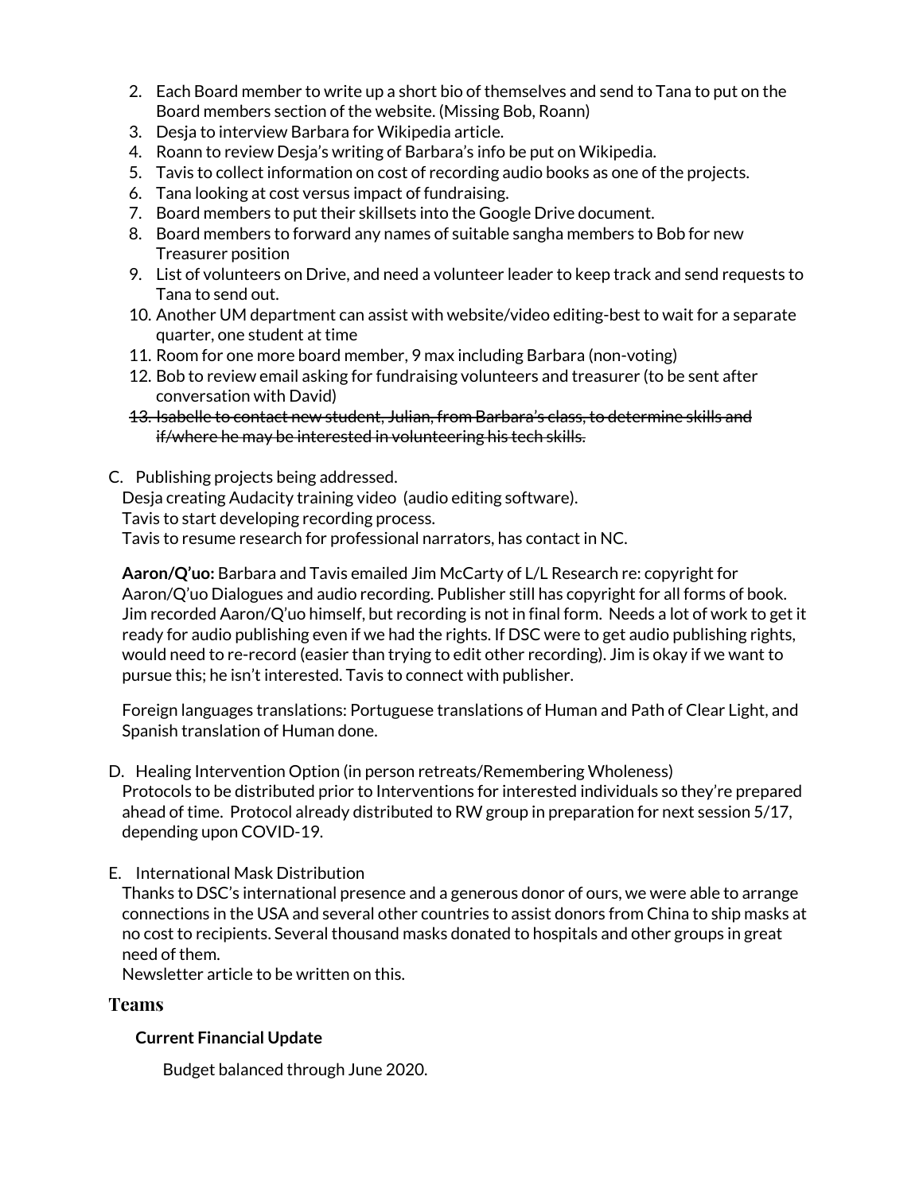2. Each Board member to write up a short bio of themselves and send to Tana to put on the Board members section of the website. (Missing Bob, Roann)
3. Desja to interview Barbara for Wikipedia article.
4. Roann to review Desja's writing of Barbara's info be put on Wikipedia.
5. Tavis to collect information on cost of recording audio books as one of the projects.
6. Tana looking at cost versus impact of fundraising.
7. Board members to put their skillsets into the Google Drive document.
8. Board members to forward any names of suitable sangha members to Bob for new Treasurer position
9. List of volunteers on Drive, and need a volunteer leader to keep track and send requests to Tana to send out.
10. Another UM department can assist with website/video editing-best to wait for a separate quarter, one student at time
11. Room for one more board member, 9 max including Barbara (non-voting)
12. Bob to review email asking for fundraising volunteers and treasurer (to be sent after conversation with David)
13. ~~Isabelle to contact new student, Julian, from Barbara's class, to determine skills and if/where he may be interested in volunteering his tech skills.~~

C. Publishing projects being addressed.

Desja creating Audacity training video (audio editing software).
Tavis to start developing recording process.
Tavis to resume research for professional narrators, has contact in NC.

**Aaron/Q'uo:** Barbara and Tavis emailed Jim McCarty of L/L Research re: copyright for Aaron/Q'uo Dialogues and audio recording. Publisher still has copyright for all forms of book. Jim recorded Aaron/Q'uo himself, but recording is not in final form. Needs a lot of work to get it ready for audio publishing even if we had the rights. If DSC were to get audio publishing rights, would need to re-record (easier than trying to edit other recording). Jim is okay if we want to pursue this; he isn't interested. Tavis to connect with publisher.

Foreign languages translations: Portuguese translations of Human and Path of Clear Light, and Spanish translation of Human done.

D. Healing Intervention Option (in person retreats/Remembering Wholeness)

Protocols to be distributed prior to Interventions for interested individuals so they're prepared ahead of time. Protocol already distributed to RW group in preparation for next session 5/17, depending upon COVID-19.

E. International Mask Distribution

Thanks to DSC's international presence and a generous donor of ours, we were able to arrange connections in the USA and several other countries to assist donors from China to ship masks at no cost to recipients. Several thousand masks donated to hospitals and other groups in great need of them.
Newsletter article to be written on this.

## Teams

### Current Financial Update

Budget balanced through June 2020.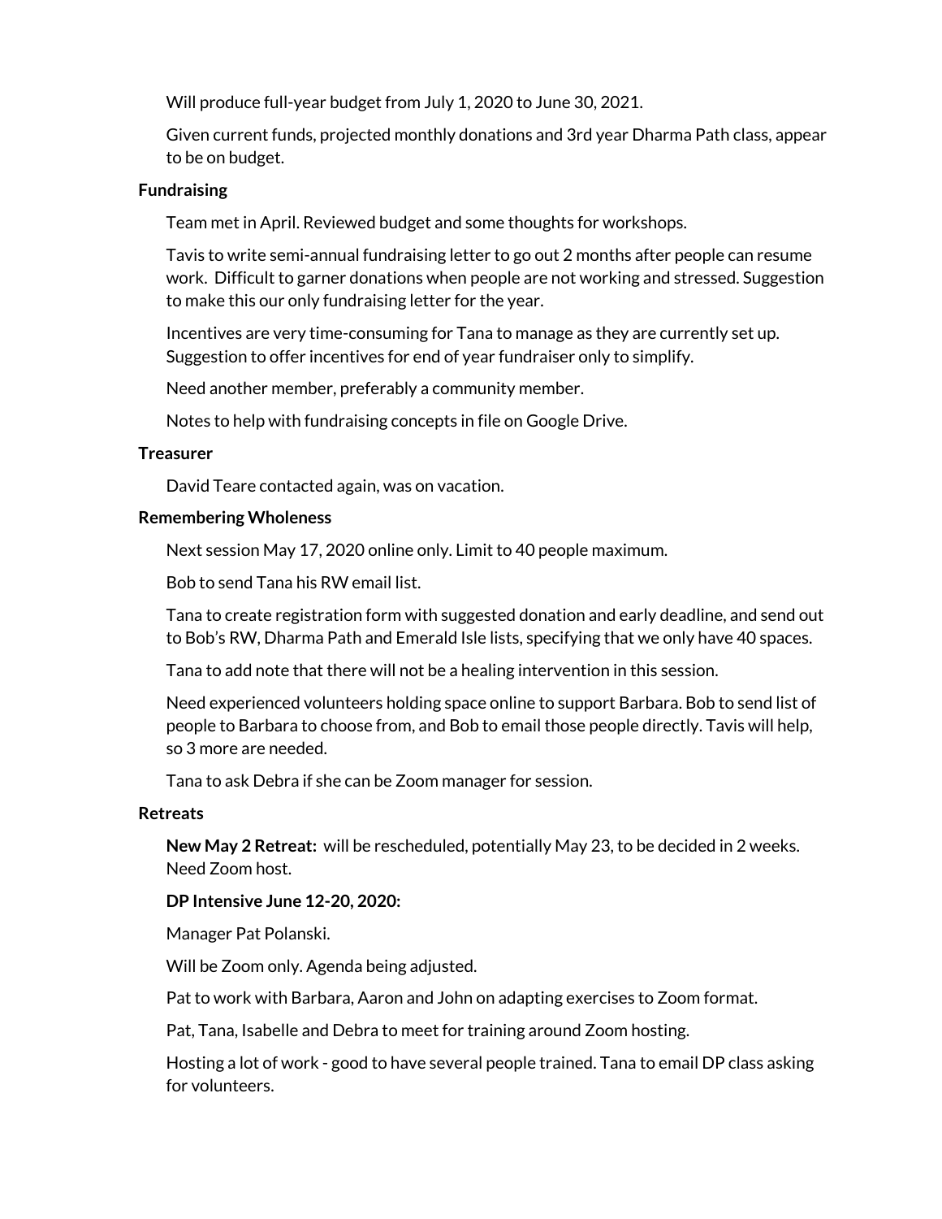Will produce full-year budget from July 1, 2020 to June 30, 2021.

Given current funds, projected monthly donations and 3rd year Dharma Path class, appear to be on budget.

**Fundraising**

Team met in April. Reviewed budget and some thoughts for workshops.

Tavis to write semi-annual fundraising letter to go out 2 months after people can resume work. Difficult to garner donations when people are not working and stressed. Suggestion to make this our only fundraising letter for the year.

Incentives are very time-consuming for Tana to manage as they are currently set up. Suggestion to offer incentives for end of year fundraiser only to simplify.

Need another member, preferably a community member.

Notes to help with fundraising concepts in file on Google Drive.

**Treasurer**

David Teare contacted again, was on vacation.

**Remembering Wholeness**

Next session May 17, 2020 online only. Limit to 40 people maximum.

Bob to send Tana his RW email list.

Tana to create registration form with suggested donation and early deadline, and send out to Bob's RW, Dharma Path and Emerald Isle lists, specifying that we only have 40 spaces.

Tana to add note that there will not be a healing intervention in this session.

Need experienced volunteers holding space online to support Barbara. Bob to send list of people to Barbara to choose from, and Bob to email those people directly. Tavis will help, so 3 more are needed.

Tana to ask Debra if she can be Zoom manager for session.

**Retreats**

**New May 2 Retreat:** will be rescheduled, potentially May 23, to be decided in 2 weeks. Need Zoom host.

**DP Intensive June 12-20, 2020:**

Manager Pat Polanski.

Will be Zoom only. Agenda being adjusted.

Pat to work with Barbara, Aaron and John on adapting exercises to Zoom format.

Pat, Tana, Isabelle and Debra to meet for training around Zoom hosting.

Hosting a lot of work - good to have several people trained. Tana to email DP class asking for volunteers.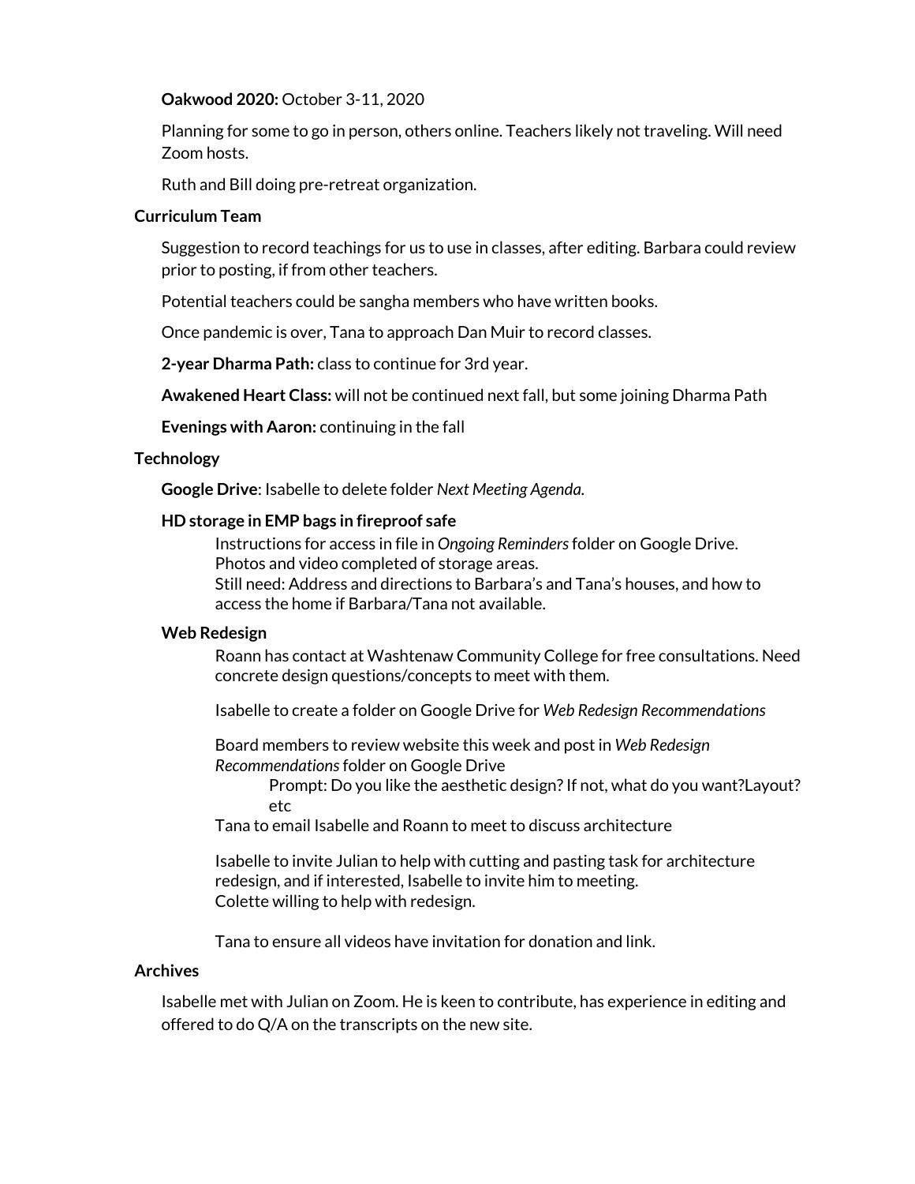**Oakwood 2020:** October 3-11, 2020

Planning for some to go in person, others online. Teachers likely not traveling. Will need Zoom hosts.

Ruth and Bill doing pre-retreat organization.

**Curriculum Team**

Suggestion to record teachings for us to use in classes, after editing. Barbara could review prior to posting, if from other teachers.

Potential teachers could be sangha members who have written books.

Once pandemic is over, Tana to approach Dan Muir to record classes.

**2-year Dharma Path:** class to continue for 3rd year.

**Awakened Heart Class:** will not be continued next fall, but some joining Dharma Path

**Evenings with Aaron:** continuing in the fall

**Technology**

**Google Drive**: Isabelle to delete folder *Next Meeting Agenda.*

**HD storage in EMP bags in fireproof safe**

Instructions for access in file in *Ongoing Reminders* folder on Google Drive.
Photos and video completed of storage areas.
Still need: Address and directions to Barbara's and Tana's houses, and how to access the home if Barbara/Tana not available.

**Web Redesign**

Roann has contact at Washtenaw Community College for free consultations. Need concrete design questions/concepts to meet with them.

Isabelle to create a folder on Google Drive for *Web Redesign Recommendations*

Board members to review website this week and post in *Web Redesign Recommendations* folder on Google Drive

Prompt: Do you like the aesthetic design? If not, what do you want?Layout? etc

Tana to email Isabelle and Roann to meet to discuss architecture

Isabelle to invite Julian to help with cutting and pasting task for architecture redesign, and if interested, Isabelle to invite him to meeting.
Colette willing to help with redesign.

Tana to ensure all videos have invitation for donation and link.

**Archives**

Isabelle met with Julian on Zoom. He is keen to contribute, has experience in editing and offered to do Q/A on the transcripts on the new site.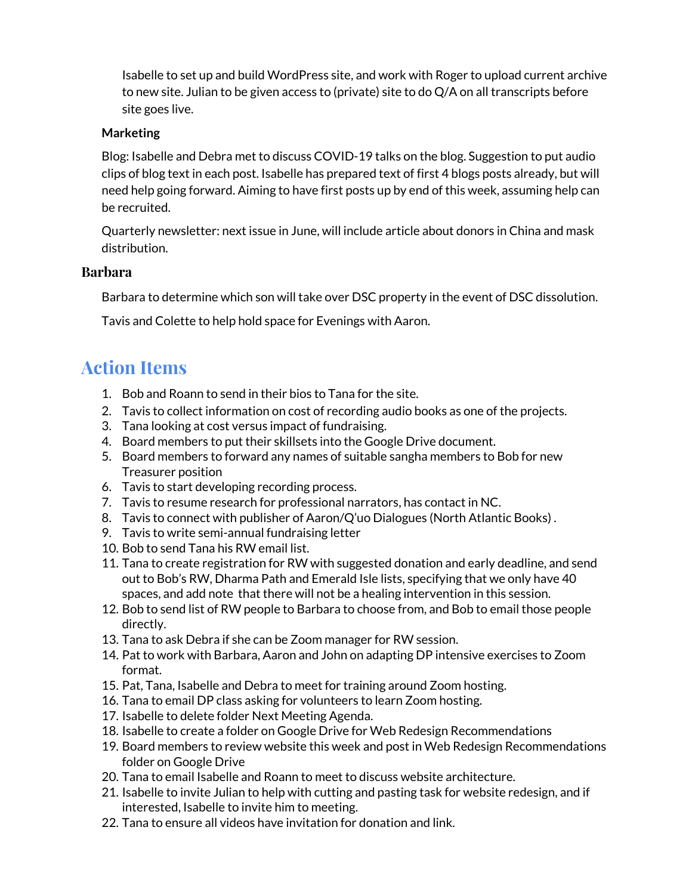Isabelle to set up and build WordPress site, and work with Roger to upload current archive to new site. Julian to be given access to (private) site to do Q/A on all transcripts before site goes live.

**Marketing**

Blog: Isabelle and Debra met to discuss COVID-19 talks on the blog. Suggestion to put audio clips of blog text in each post. Isabelle has prepared text of first 4 blogs posts already, but will need help going forward. Aiming to have first posts up by end of this week, assuming help can be recruited.

Quarterly newsletter: next issue in June, will include article about donors in China and mask distribution.

### Barbara

Barbara to determine which son will take over DSC property in the event of DSC dissolution.

Tavis and Colette to help hold space for Evenings with Aaron.

## Action Items

1. Bob and Roann to send in their bios to Tana for the site.
2. Tavis to collect information on cost of recording audio books as one of the projects.
3. Tana looking at cost versus impact of fundraising.
4. Board members to put their skillsets into the Google Drive document.
5. Board members to forward any names of suitable sangha members to Bob for new Treasurer position
6. Tavis to start developing recording process.
7. Tavis to resume research for professional narrators, has contact in NC.
8. Tavis to connect with publisher of Aaron/Q'uo Dialogues (North Atlantic Books) .
9. Tavis to write semi-annual fundraising letter
10. Bob to send Tana his RW email list.
11. Tana to create registration for RW with suggested donation and early deadline, and send out to Bob's RW, Dharma Path and Emerald Isle lists, specifying that we only have 40 spaces, and add note that there will not be a healing intervention in this session.
12. Bob to send list of RW people to Barbara to choose from, and Bob to email those people directly.
13. Tana to ask Debra if she can be Zoom manager for RW session.
14. Pat to work with Barbara, Aaron and John on adapting DP intensive exercises to Zoom format.
15. Pat, Tana, Isabelle and Debra to meet for training around Zoom hosting.
16. Tana to email DP class asking for volunteers to learn Zoom hosting.
17. Isabelle to delete folder Next Meeting Agenda.
18. Isabelle to create a folder on Google Drive for Web Redesign Recommendations
19. Board members to review website this week and post in Web Redesign Recommendations folder on Google Drive
20. Tana to email Isabelle and Roann to meet to discuss website architecture.
21. Isabelle to invite Julian to help with cutting and pasting task for website redesign, and if interested, Isabelle to invite him to meeting.
22. Tana to ensure all videos have invitation for donation and link.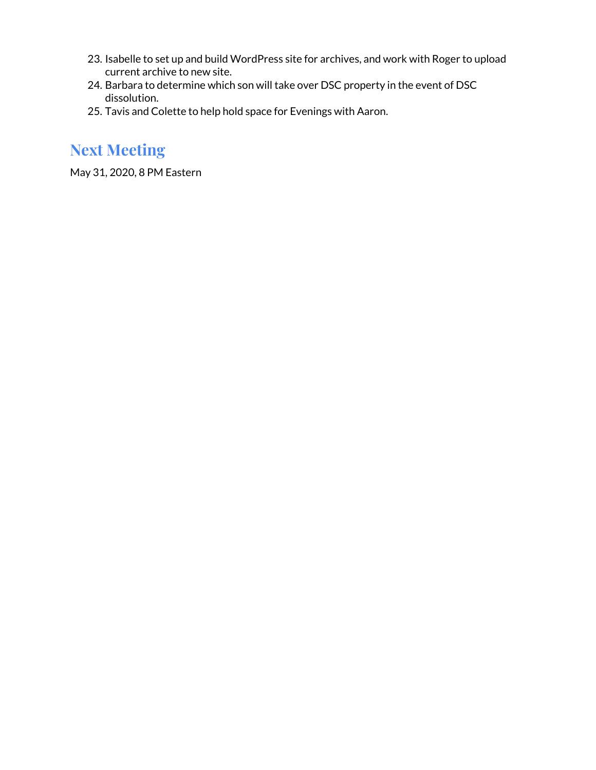23. Isabelle to set up and build WordPress site for archives, and work with Roger to upload current archive to new site.
24. Barbara to determine which son will take over DSC property in the event of DSC dissolution.
25. Tavis and Colette to help hold space for Evenings with Aaron.

## Next Meeting

May 31, 2020, 8 PM Eastern